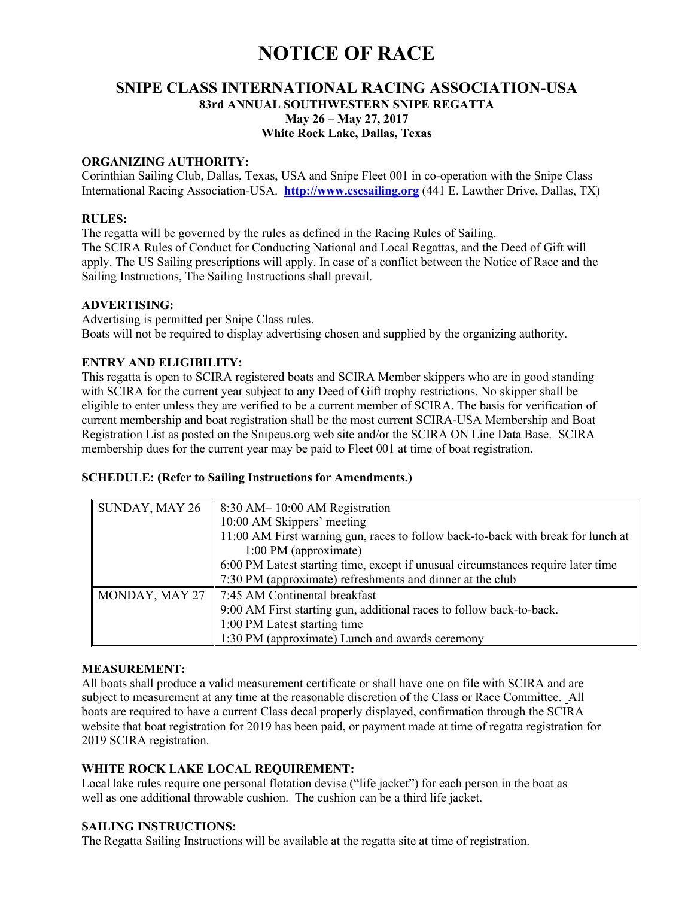# NOTICE OF RACE

## SNIPE CLASS INTERNATIONAL RACING ASSOCIATION-USA

**83rd ANNUAL SOUTHWESTERN SNIPE REGATTA**
**May 26 – May 27, 2017**
**White Rock Lake, Dallas, Texas**

**ORGANIZING AUTHORITY:**
Corinthian Sailing Club, Dallas, Texas, USA and Snipe Fleet 001 in co-operation with the Snipe Class International Racing Association-USA. **http://www.cscsailing.org** (441 E. Lawther Drive, Dallas, TX)

**RULES:**
The regatta will be governed by the rules as defined in the Racing Rules of Sailing.
The SCIRA Rules of Conduct for Conducting National and Local Regattas, and the Deed of Gift will apply. The US Sailing prescriptions will apply. In case of a conflict between the Notice of Race and the Sailing Instructions, The Sailing Instructions shall prevail.

**ADVERTISING:**
Advertising is permitted per Snipe Class rules.
Boats will not be required to display advertising chosen and supplied by the organizing authority.

**ENTRY AND ELIGIBILITY:**
This regatta is open to SCIRA registered boats and SCIRA Member skippers who are in good standing with SCIRA for the current year subject to any Deed of Gift trophy restrictions. No skipper shall be eligible to enter unless they are verified to be a current member of SCIRA. The basis for verification of current membership and boat registration shall be the most current SCIRA-USA Membership and Boat Registration List as posted on the Snipeus.org web site and/or the SCIRA ON Line Data Base. SCIRA membership dues for the current year may be paid to Fleet 001 at time of boat registration.

**SCHEDULE: (Refer to Sailing Instructions for Amendments.)**

| | |
|---|---|
| SUNDAY, MAY 26 | 8:30 AM– 10:00 AM Registration<br>10:00 AM Skippers' meeting<br>11:00 AM First warning gun, races to follow back-to-back with break for lunch at 1:00 PM (approximate)<br>6:00 PM Latest starting time, except if unusual circumstances require later time<br>7:30 PM (approximate) refreshments and dinner at the club |
| MONDAY, MAY 27 | 7:45 AM Continental breakfast<br>9:00 AM First starting gun, additional races to follow back-to-back.<br>1:00 PM Latest starting time<br>1:30 PM (approximate) Lunch and awards ceremony |

**MEASUREMENT:**
All boats shall produce a valid measurement certificate or shall have one on file with SCIRA and are subject to measurement at any time at the reasonable discretion of the Class or Race Committee. All boats are required to have a current Class decal properly displayed, confirmation through the SCIRA website that boat registration for 2019 has been paid, or payment made at time of regatta registration for 2019 SCIRA registration.

**WHITE ROCK LAKE LOCAL REQUIREMENT:**
Local lake rules require one personal flotation devise ("life jacket") for each person in the boat as well as one additional throwable cushion. The cushion can be a third life jacket.

**SAILING INSTRUCTIONS:**
The Regatta Sailing Instructions will be available at the regatta site at time of registration.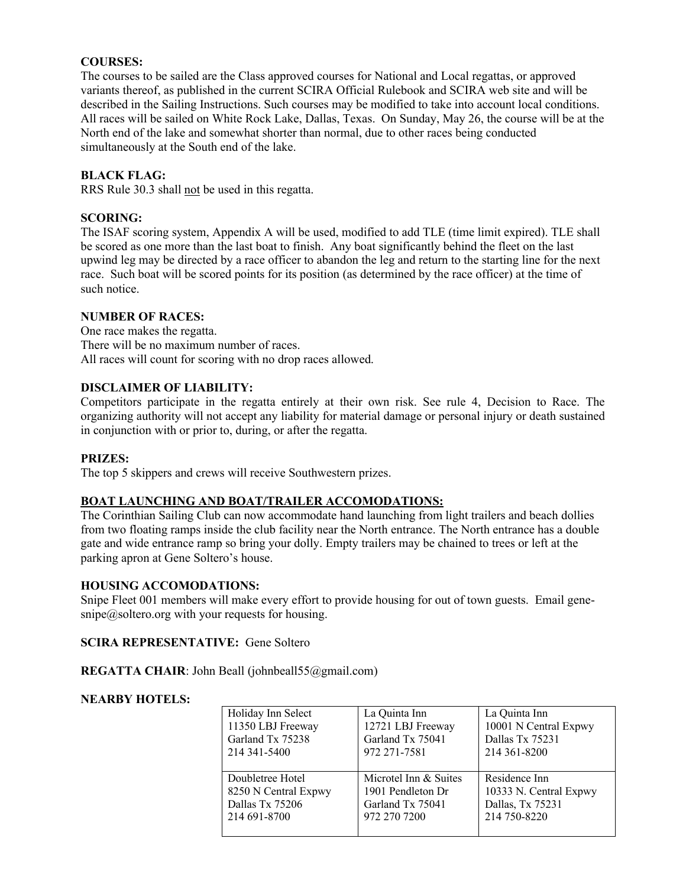**COURSES:**
The courses to be sailed are the Class approved courses for National and Local regattas, or approved variants thereof, as published in the current SCIRA Official Rulebook and SCIRA web site and will be described in the Sailing Instructions. Such courses may be modified to take into account local conditions. All races will be sailed on White Rock Lake, Dallas, Texas. On Sunday, May 26, the course will be at the North end of the lake and somewhat shorter than normal, due to other races being conducted simultaneously at the South end of the lake.

**BLACK FLAG:**
RRS Rule 30.3 shall <u>not</u> be used in this regatta.

**SCORING:**
The ISAF scoring system, Appendix A will be used, modified to add TLE (time limit expired). TLE shall be scored as one more than the last boat to finish. Any boat significantly behind the fleet on the last upwind leg may be directed by a race officer to abandon the leg and return to the starting line for the next race. Such boat will be scored points for its position (as determined by the race officer) at the time of such notice.

**NUMBER OF RACES:**
One race makes the regatta.
There will be no maximum number of races.
All races will count for scoring with no drop races allowed.

**DISCLAIMER OF LIABILITY:**
Competitors participate in the regatta entirely at their own risk. See rule 4, Decision to Race. The organizing authority will not accept any liability for material damage or personal injury or death sustained in conjunction with or prior to, during, or after the regatta.

**PRIZES:**
The top 5 skippers and crews will receive Southwestern prizes.

**<u>BOAT LAUNCHING AND BOAT/TRAILER ACCOMODATIONS:</u>**
The Corinthian Sailing Club can now accommodate hand launching from light trailers and beach dollies from two floating ramps inside the club facility near the North entrance. The North entrance has a double gate and wide entrance ramp so bring your dolly. Empty trailers may be chained to trees or left at the parking apron at Gene Soltero's house.

**HOUSING ACCOMODATIONS:**
Snipe Fleet 001 members will make every effort to provide housing for out of town guests. Email gene-snipe@soltero.org with your requests for housing.

**SCIRA REPRESENTATIVE:** Gene Soltero

**REGATTA CHAIR**: John Beall (johnbeall55@gmail.com)

**NEARBY HOTELS:**

| | | |
|---|---|---|
| Holiday Inn Select<br>11350 LBJ Freeway<br>Garland Tx 75238<br>214 341-5400 | La Quinta Inn<br>12721 LBJ Freeway<br>Garland Tx 75041<br>972 271-7581 | La Quinta Inn<br>10001 N Central Expwy<br>Dallas Tx 75231<br>214 361-8200 |
| Doubletree Hotel<br>8250 N Central Expwy<br>Dallas Tx 75206<br>214 691-8700 | Microtel Inn & Suites<br>1901 Pendleton Dr<br>Garland Tx 75041<br>972 270 7200 | Residence Inn<br>10333 N. Central Expwy<br>Dallas, Tx 75231<br>214 750-8220 |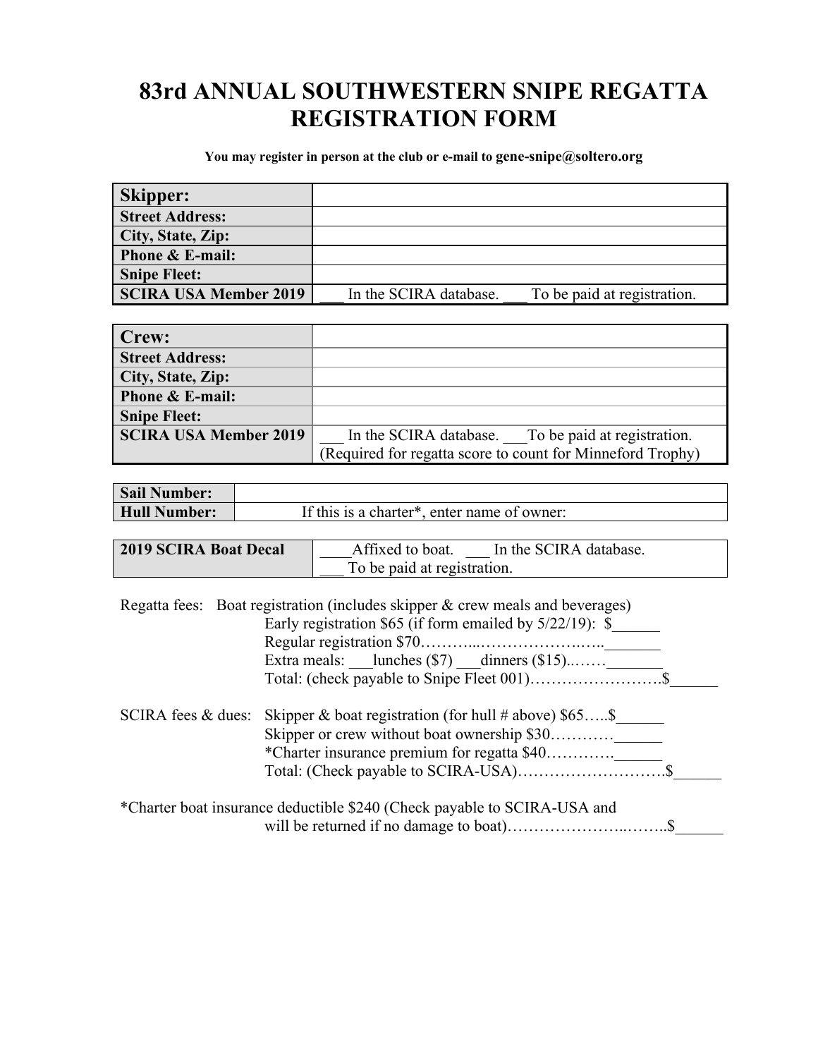# 83rd ANNUAL SOUTHWESTERN SNIPE REGATTA REGISTRATION FORM

**You may register in person at the club or e-mail to gene-snipe@soltero.org**

| | |
|---|---|
| **Skipper:** | |
| **Street Address:** | |
| **City, State, Zip:** | |
| **Phone & E-mail:** | |
| **Snipe Fleet:** | |
| **SCIRA USA Member 2019** | ___ In the SCIRA database. ___ To be paid at registration. |

| | |
|---|---|
| **Crew:** | |
| **Street Address:** | |
| **City, State, Zip:** | |
| **Phone & E-mail:** | |
| **Snipe Fleet:** | |
| **SCIRA USA Member 2019** | ___ In the SCIRA database. ___To be paid at registration. (Required for regatta score to count for Minneford Trophy) |

| | |
|---|---|
| **Sail Number:** | |
| **Hull Number:** | If this is a charter*, enter name of owner: |

| | |
|---|---|
| **2019 SCIRA Boat Decal** | ____Affixed to boat. ___ In the SCIRA database. ___ To be paid at registration. |

Regatta fees: Boat registration (includes skipper & crew meals and beverages)
Early registration $65 (if form emailed by 5/22/19): $______
Regular registration $70……….....……………….…..._______
Extra meals: ___lunches ($7) ___dinners ($15)..……_______
Total: (check payable to Snipe Fleet 001)…………………….$______

SCIRA fees & dues: Skipper & boat registration (for hull # above) $65…..$______
Skipper or crew without boat ownership $30…………______
*Charter insurance premium for regatta $40………….______
Total: (Check payable to SCIRA-USA)……………………….$______

*Charter boat insurance deductible $240 (Check payable to SCIRA-USA and will be returned if no damage to boat)…………………...……..$______